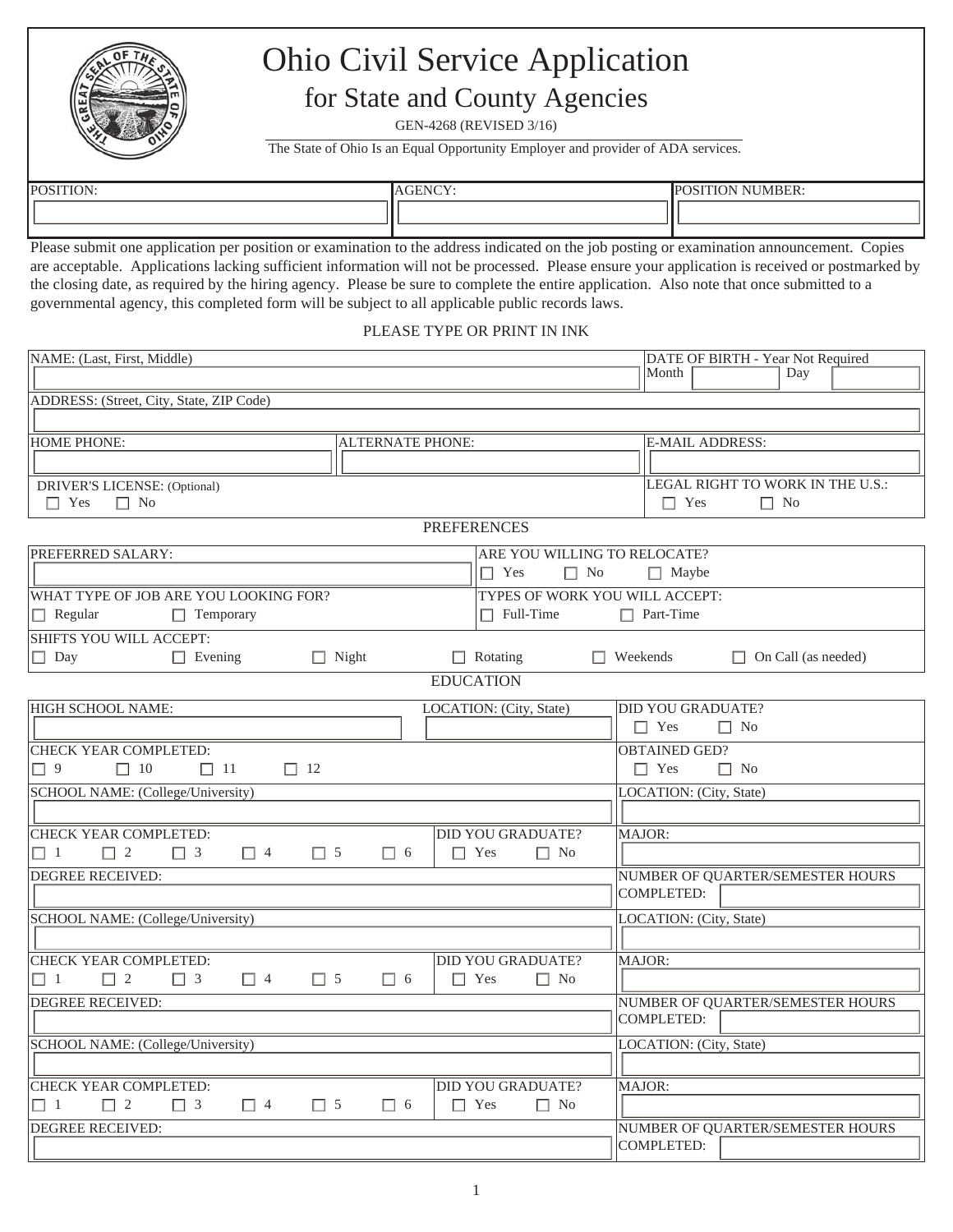# Ohio Civil Service Application

## for State and County Agencies

GEN-4268 (REVISED 3/16)

The State of Ohio Is an Equal Opportunity Employer and provider of ADA services.

| POSITION: | AGENCY: | POSITION NUMBER: |
|---|---|---|
| | | |

Please submit one application per position or examination to the address indicated on the job posting or examination announcement. Copies are acceptable. Applications lacking sufficient information will not be processed. Please ensure your application is received or postmarked by the closing date, as required by the hiring agency. Please be sure to complete the entire application. Also note that once submitted to a governmental agency, this completed form will be subject to all applicable public records laws.

PLEASE TYPE OR PRINT IN INK

| NAME: (Last, First, Middle) | | DATE OF BIRTH - Year Not Required Month ___ Day ___ |
|---|---|---|
| ADDRESS: (Street, City, State, ZIP Code) | | |
| HOME PHONE: | ALTERNATE PHONE: | E-MAIL ADDRESS: |
| DRIVER'S LICENSE: (Optional) ☐ Yes ☐ No | | LEGAL RIGHT TO WORK IN THE U.S.: ☐ Yes ☐ No |

### PREFERENCES

| PREFERRED SALARY: | ARE YOU WILLING TO RELOCATE? ☐ Yes ☐ No ☐ Maybe |
|---|---|
| WHAT TYPE OF JOB ARE YOU LOOKING FOR? ☐ Regular ☐ Temporary | TYPES OF WORK YOU WILL ACCEPT: ☐ Full-Time ☐ Part-Time |

SHIFTS YOU WILL ACCEPT: ☐ Day ☐ Evening ☐ Night ☐ Rotating ☐ Weekends ☐ On Call (as needed)

### EDUCATION

| HIGH SCHOOL NAME: | LOCATION: (City, State) | DID YOU GRADUATE? ☐ Yes ☐ No |
|---|---|---|
| CHECK YEAR COMPLETED: ☐ 9 ☐ 10 ☐ 11 ☐ 12 | | OBTAINED GED? ☐ Yes ☐ No |

| SCHOOL NAME: (College/University) | | LOCATION: (City, State) |
|---|---|---|
| CHECK YEAR COMPLETED: ☐ 1 ☐ 2 ☐ 3 ☐ 4 ☐ 5 ☐ 6 | DID YOU GRADUATE? ☐ Yes ☐ No | MAJOR: |
| DEGREE RECEIVED: | | NUMBER OF QUARTER/SEMESTER HOURS COMPLETED: |

| SCHOOL NAME: (College/University) | | LOCATION: (City, State) |
|---|---|---|
| CHECK YEAR COMPLETED: ☐ 1 ☐ 2 ☐ 3 ☐ 4 ☐ 5 ☐ 6 | DID YOU GRADUATE? ☐ Yes ☐ No | MAJOR: |
| DEGREE RECEIVED: | | NUMBER OF QUARTER/SEMESTER HOURS COMPLETED: |

| SCHOOL NAME: (College/University) | | LOCATION: (City, State) |
|---|---|---|
| CHECK YEAR COMPLETED: ☐ 1 ☐ 2 ☐ 3 ☐ 4 ☐ 5 ☐ 6 | DID YOU GRADUATE? ☐ Yes ☐ No | MAJOR: |
| DEGREE RECEIVED: | | NUMBER OF QUARTER/SEMESTER HOURS COMPLETED: |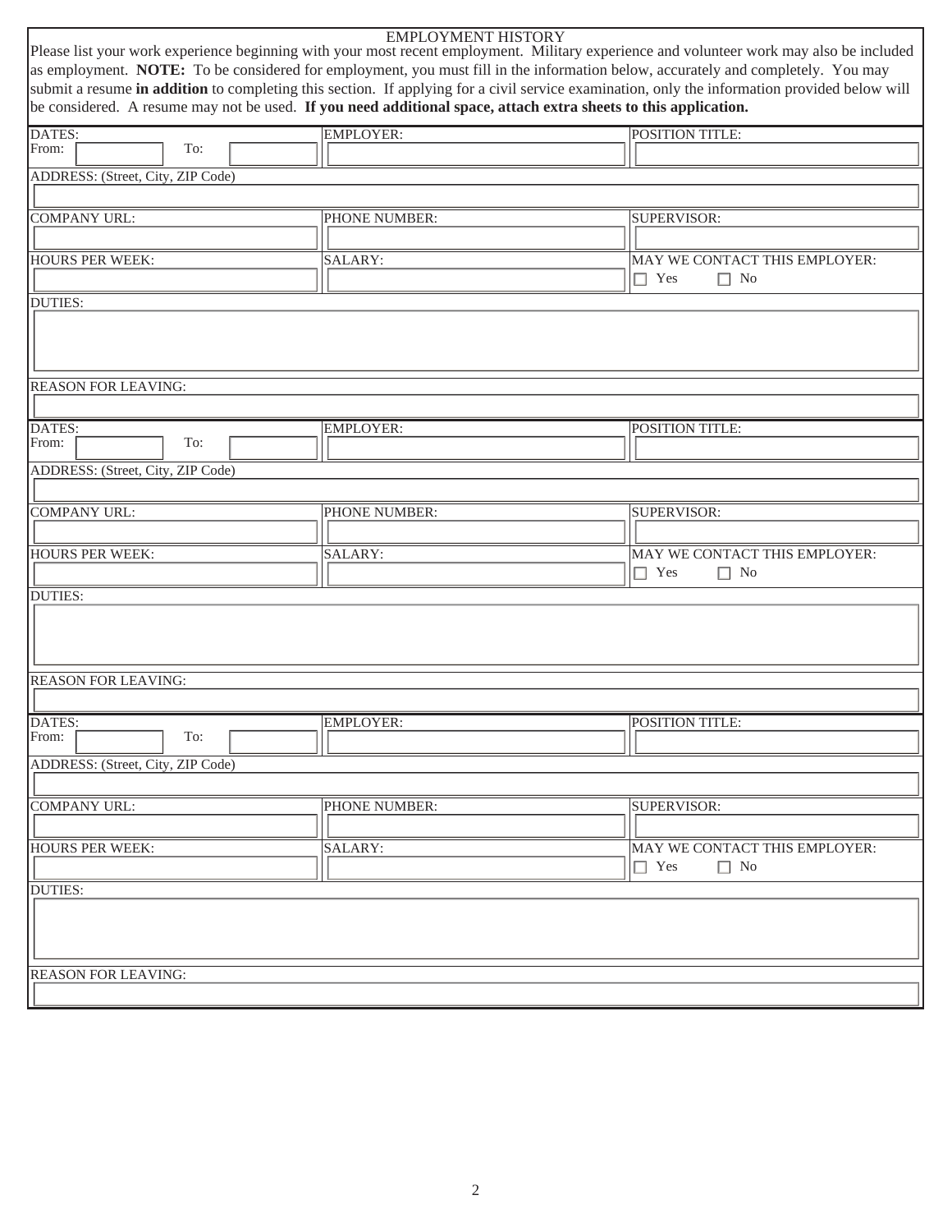## EMPLOYMENT HISTORY

Please list your work experience beginning with your most recent employment. Military experience and volunteer work may also be included as employment. **NOTE:** To be considered for employment, you must fill in the information below, accurately and completely. You may submit a resume **in addition** to completing this section. If applying for a civil service examination, only the information provided below will be considered. A resume may not be used. **If you need additional space, attach extra sheets to this application.**

| DATES: From: ______ To: ______ | EMPLOYER: | POSITION TITLE: |
|---|---|---|
| ADDRESS: (Street, City, ZIP Code) | | |
| COMPANY URL: | PHONE NUMBER: | SUPERVISOR: |
| HOURS PER WEEK: | SALARY: | MAY WE CONTACT THIS EMPLOYER: ☐ Yes ☐ No |
| DUTIES: | | |
| REASON FOR LEAVING: | | |

| DATES: From: ______ To: ______ | EMPLOYER: | POSITION TITLE: |
|---|---|---|
| ADDRESS: (Street, City, ZIP Code) | | |
| COMPANY URL: | PHONE NUMBER: | SUPERVISOR: |
| HOURS PER WEEK: | SALARY: | MAY WE CONTACT THIS EMPLOYER: ☐ Yes ☐ No |
| DUTIES: | | |
| REASON FOR LEAVING: | | |

| DATES: From: ______ To: ______ | EMPLOYER: | POSITION TITLE: |
|---|---|---|
| ADDRESS: (Street, City, ZIP Code) | | |
| COMPANY URL: | PHONE NUMBER: | SUPERVISOR: |
| HOURS PER WEEK: | SALARY: | MAY WE CONTACT THIS EMPLOYER: ☐ Yes ☐ No |
| DUTIES: | | |
| REASON FOR LEAVING: | | |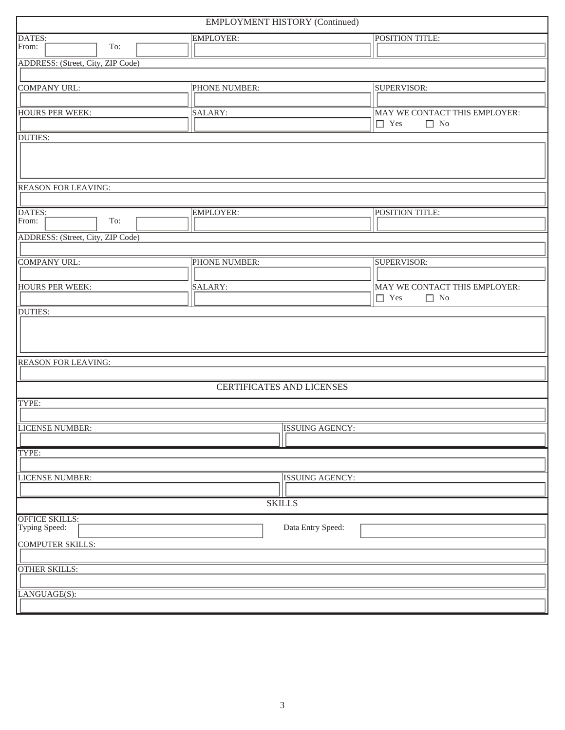## EMPLOYMENT HISTORY (Continued)

| DATES: From: ____ To: ____ | EMPLOYER: | POSITION TITLE: |
|---|---|---|
| ADDRESS: (Street, City, ZIP Code) | | |
| COMPANY URL: | PHONE NUMBER: | SUPERVISOR: |
| HOURS PER WEEK: | SALARY: | MAY WE CONTACT THIS EMPLOYER: ☐ Yes ☐ No |
| DUTIES: | | |
| REASON FOR LEAVING: | | |

| DATES: From: ____ To: ____ | EMPLOYER: | POSITION TITLE: |
|---|---|---|
| ADDRESS: (Street, City, ZIP Code) | | |
| COMPANY URL: | PHONE NUMBER: | SUPERVISOR: |
| HOURS PER WEEK: | SALARY: | MAY WE CONTACT THIS EMPLOYER: ☐ Yes ☐ No |
| DUTIES: | | |
| REASON FOR LEAVING: | | |

## CERTIFICATES AND LICENSES

| TYPE: | |
|---|---|
| LICENSE NUMBER: | ISSUING AGENCY: |
| TYPE: | |
| LICENSE NUMBER: | ISSUING AGENCY: |

## SKILLS

| OFFICE SKILLS: Typing Speed: | Data Entry Speed: |
|---|---|
| COMPUTER SKILLS: | |
| OTHER SKILLS: | |
| LANGUAGE(S): | |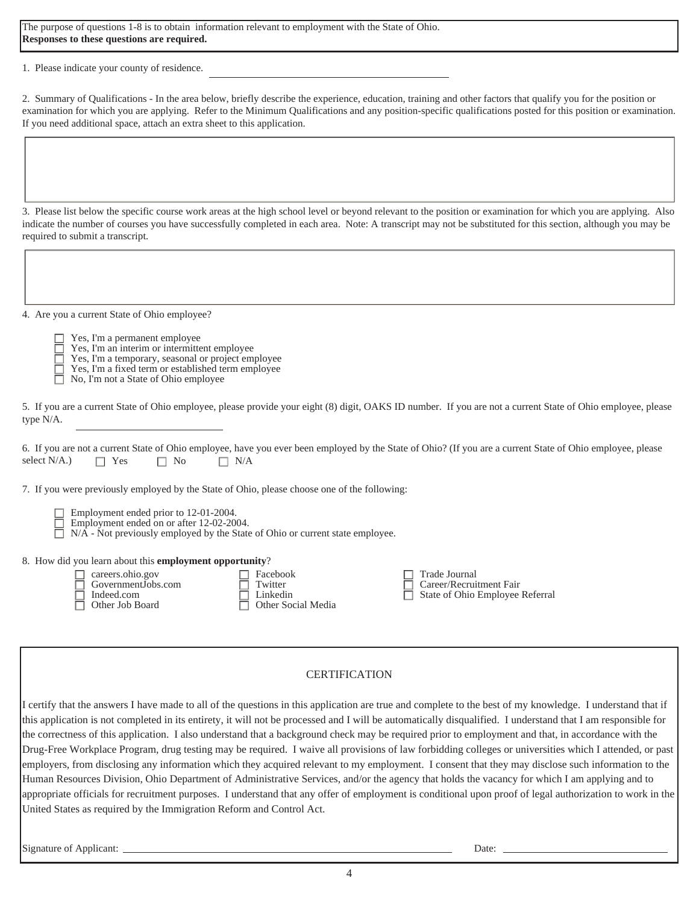The purpose of questions 1-8 is to obtain information relevant to employment with the State of Ohio.
**Responses to these questions are required.**

1. Please indicate your county of residence. ______________________________

2. Summary of Qualifications - In the area below, briefly describe the experience, education, training and other factors that qualify you for the position or examination for which you are applying. Refer to the Minimum Qualifications and any position-specific qualifications posted for this position or examination. If you need additional space, attach an extra sheet to this application.

3. Please list below the specific course work areas at the high school level or beyond relevant to the position or examination for which you are applying. Also indicate the number of courses you have successfully completed in each area. Note: A transcript may not be substituted for this section, although you may be required to submit a transcript.

4. Are you a current State of Ohio employee?

- ☐ Yes, I'm a permanent employee
- ☐ Yes, I'm an interim or intermittent employee
- ☐ Yes, I'm a temporary, seasonal or project employee
- ☐ Yes, I'm a fixed term or established term employee
- ☐ No, I'm not a State of Ohio employee

5. If you are a current State of Ohio employee, please provide your eight (8) digit, OAKS ID number. If you are not a current State of Ohio employee, please type N/A. ______________________

6. If you are not a current State of Ohio employee, have you ever been employed by the State of Ohio? (If you are a current State of Ohio employee, please select N/A.) ☐ Yes ☐ No ☐ N/A

7. If you were previously employed by the State of Ohio, please choose one of the following:

- ☐ Employment ended prior to 12-01-2004.
- ☐ Employment ended on or after 12-02-2004.
- ☐ N/A - Not previously employed by the State of Ohio or current state employee.

8. How did you learn about this **employment opportunity**?

- ☐ careers.ohio.gov
- ☐ GovernmentJobs.com
- ☐ Indeed.com
- ☐ Other Job Board
- ☐ Facebook
- ☐ Twitter
- ☐ Linkedin
- ☐ Other Social Media
- ☐ Trade Journal
- ☐ Career/Recruitment Fair
- ☐ State of Ohio Employee Referral

## CERTIFICATION

I certify that the answers I have made to all of the questions in this application are true and complete to the best of my knowledge. I understand that if this application is not completed in its entirety, it will not be processed and I will be automatically disqualified. I understand that I am responsible for the correctness of this application. I also understand that a background check may be required prior to employment and that, in accordance with the Drug-Free Workplace Program, drug testing may be required. I waive all provisions of law forbidding colleges or universities which I attended, or past employers, from disclosing any information which they acquired relevant to my employment. I consent that they may disclose such information to the Human Resources Division, Ohio Department of Administrative Services, and/or the agency that holds the vacancy for which I am applying and to appropriate officials for recruitment purposes. I understand that any offer of employment is conditional upon proof of legal authorization to work in the United States as required by the Immigration Reform and Control Act.

Signature of Applicant: ______________________________ Date: ______________________